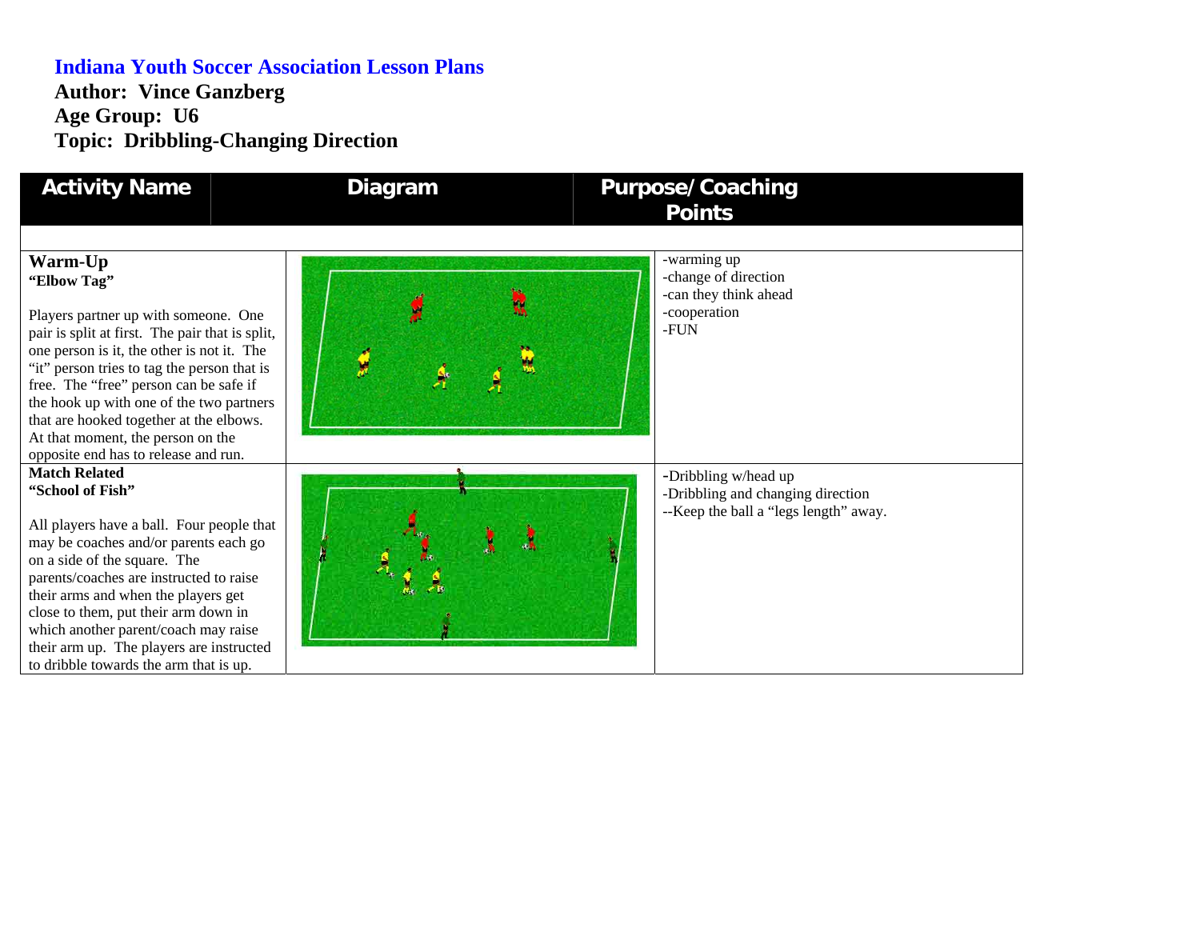**Indiana Youth Soccer Association Lesson Plans**
**Author: Vince Ganzberg**
**Age Group: U6**
**Topic: Dribbling-Changing Direction**

| Activity Name | Diagram | Purpose/Coaching Points |
|---|---|---|
| | | |
| **Warm-Up** **"Elbow Tag"** Players partner up with someone. One pair is split at first. The pair that is split, one person is it, the other is not it. The "it" person tries to tag the person that is free. The "free" person can be safe if the hook up with one of the two partners that are hooked together at the elbows. At that moment, the person on the opposite end has to release and run. | | -warming up<br>-change of direction<br>-can they think ahead<br>-cooperation<br>-FUN |
| **Match Related** **"School of Fish"** All players have a ball. Four people that may be coaches and/or parents each go on a side of the square. The parents/coaches are instructed to raise their arms and when the players get close to them, put their arm down in which another parent/coach may raise their arm up. The players are instructed to dribble towards the arm that is up. | | -Dribbling w/head up<br>-Dribbling and changing direction<br>--Keep the ball a "legs length" away. |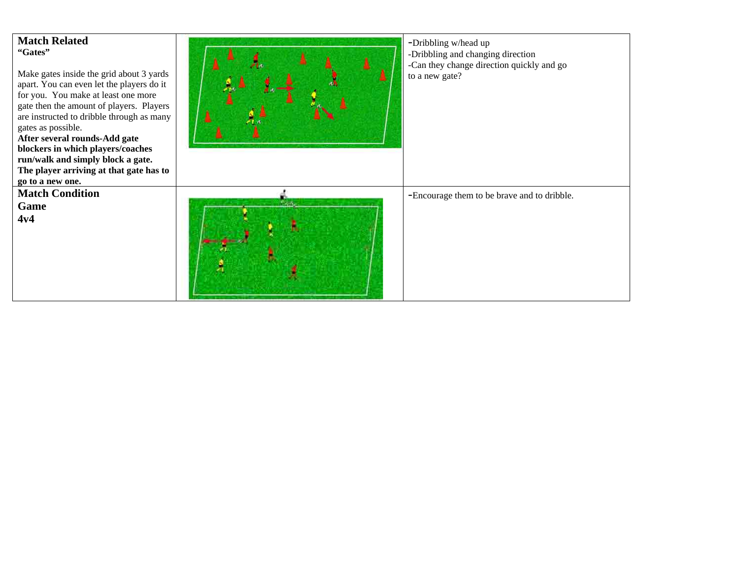| | | |
|---|---|---|
| **Match Related**<br>**"Gates"**<br><br>Make gates inside the grid about 3 yards apart. You can even let the players do it for you. You make at least one more gate then the amount of players. Players are instructed to dribble through as many gates as possible.<br>**After several rounds-Add gate blockers in which players/coaches run/walk and simply block a gate. The player arriving at that gate has to go to a new one.** | | -Dribbling w/head up<br>-Dribbling and changing direction<br>-Can they change direction quickly and go to a new gate? |
| **Match Condition**<br>**Game**<br>**4v4** | | -Encourage them to be brave and to dribble. |